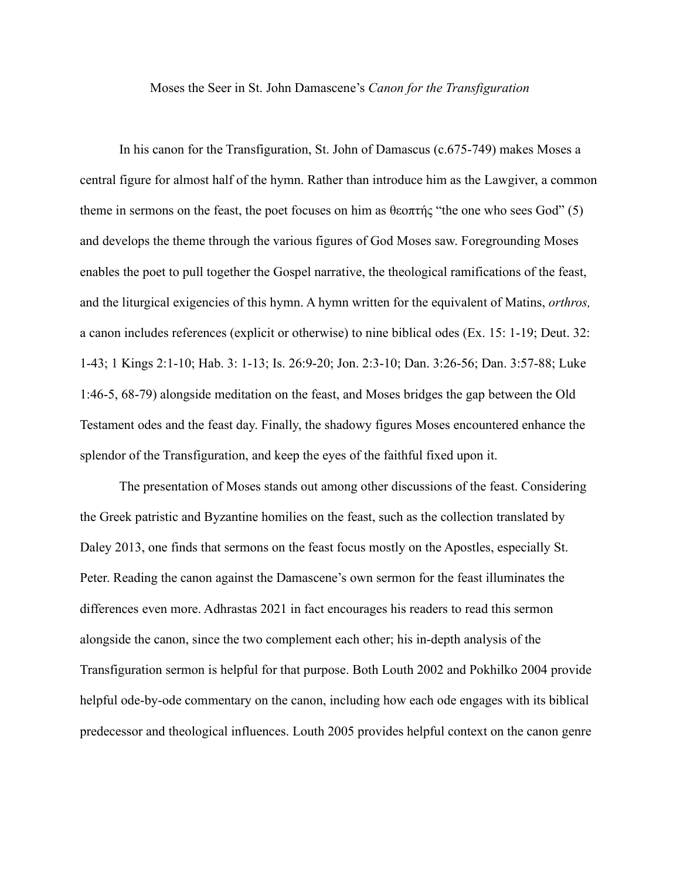# Moses the Seer in St. John Damascene's *Canon for the Transfiguration*

In his canon for the Transfiguration, St. John of Damascus (c.675-749) makes Moses a central figure for almost half of the hymn. Rather than introduce him as the Lawgiver, a common theme in sermons on the feast, the poet focuses on him as θεοπτής "the one who sees God" (5) and develops the theme through the various figures of God Moses saw. Foregrounding Moses enables the poet to pull together the Gospel narrative, the theological ramifications of the feast, and the liturgical exigencies of this hymn. A hymn written for the equivalent of Matins, *orthros,* a canon includes references (explicit or otherwise) to nine biblical odes (Ex. 15: 1-19; Deut. 32: 1-43; 1 Kings 2:1-10; Hab. 3: 1-13; Is. 26:9-20; Jon. 2:3-10; Dan. 3:26-56; Dan. 3:57-88; Luke 1:46-5, 68-79) alongside meditation on the feast, and Moses bridges the gap between the Old Testament odes and the feast day. Finally, the shadowy figures Moses encountered enhance the splendor of the Transfiguration, and keep the eyes of the faithful fixed upon it.

The presentation of Moses stands out among other discussions of the feast. Considering the Greek patristic and Byzantine homilies on the feast, such as the collection translated by Daley 2013, one finds that sermons on the feast focus mostly on the Apostles, especially St. Peter. Reading the canon against the Damascene's own sermon for the feast illuminates the differences even more. Adhrastas 2021 in fact encourages his readers to read this sermon alongside the canon, since the two complement each other; his in-depth analysis of the Transfiguration sermon is helpful for that purpose. Both Louth 2002 and Pokhilko 2004 provide helpful ode-by-ode commentary on the canon, including how each ode engages with its biblical predecessor and theological influences. Louth 2005 provides helpful context on the canon genre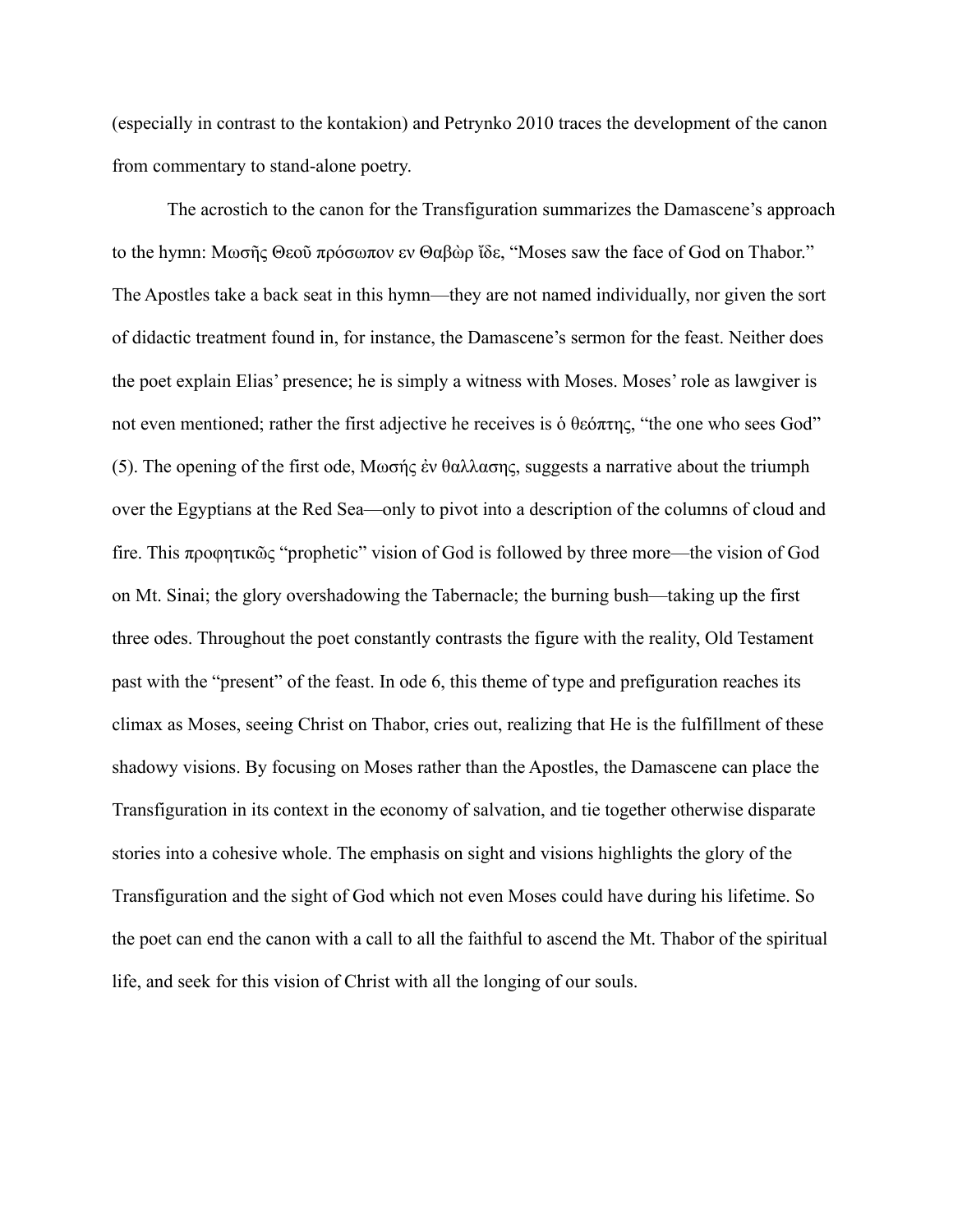(especially in contrast to the kontakion) and Petrynko 2010 traces the development of the canon from commentary to stand-alone poetry.

The acrostich to the canon for the Transfiguration summarizes the Damascene's approach to the hymn: Μωσῆς Θεοῦ πρόσωπον εν Θαβὼρ ἴδε, "Moses saw the face of God on Thabor." The Apostles take a back seat in this hymn—they are not named individually, nor given the sort of didactic treatment found in, for instance, the Damascene's sermon for the feast. Neither does the poet explain Elias' presence; he is simply a witness with Moses. Moses' role as lawgiver is not even mentioned; rather the first adjective he receives is ὁ θεόπτης, "the one who sees God" (5). The opening of the first ode, Μωσής ἐν θαλλασης, suggests a narrative about the triumph over the Egyptians at the Red Sea—only to pivot into a description of the columns of cloud and fire. This προφητικῶς "prophetic" vision of God is followed by three more—the vision of God on Mt. Sinai; the glory overshadowing the Tabernacle; the burning bush—taking up the first three odes. Throughout the poet constantly contrasts the figure with the reality, Old Testament past with the "present" of the feast. In ode 6, this theme of type and prefiguration reaches its climax as Moses, seeing Christ on Thabor, cries out, realizing that He is the fulfillment of these shadowy visions. By focusing on Moses rather than the Apostles, the Damascene can place the Transfiguration in its context in the economy of salvation, and tie together otherwise disparate stories into a cohesive whole. The emphasis on sight and visions highlights the glory of the Transfiguration and the sight of God which not even Moses could have during his lifetime. So the poet can end the canon with a call to all the faithful to ascend the Mt. Thabor of the spiritual life, and seek for this vision of Christ with all the longing of our souls.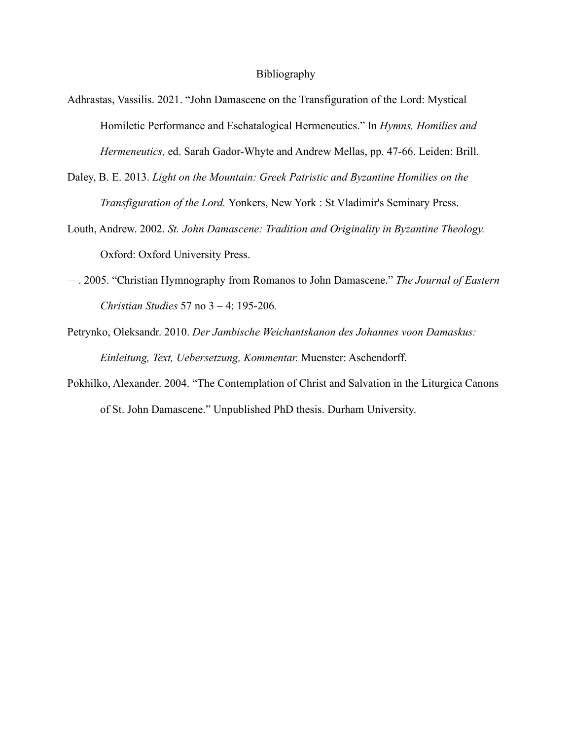# Bibliography

Adhrastas, Vassilis. 2021. "John Damascene on the Transfiguration of the Lord: Mystical Homiletic Performance and Eschatalogical Hermeneutics." In *Hymns, Homilies and Hermeneutics,* ed. Sarah Gador-Whyte and Andrew Mellas, pp. 47-66. Leiden: Brill.

Daley, B. E. 2013. *Light on the Mountain: Greek Patristic and Byzantine Homilies on the Transfiguration of the Lord.* Yonkers, New York : St Vladimir's Seminary Press.

Louth, Andrew. 2002. *St. John Damascene: Tradition and Originality in Byzantine Theology.* Oxford: Oxford University Press.

—. 2005. "Christian Hymnography from Romanos to John Damascene." *The Journal of Eastern Christian Studies* 57 no 3 – 4: 195-206.

Petrynko, Oleksandr. 2010. *Der Jambische Weichantskanon des Johannes voon Damaskus: Einleitung, Text, Uebersetzung, Kommentar.* Muenster: Aschendorff.

Pokhilko, Alexander. 2004. "The Contemplation of Christ and Salvation in the Liturgica Canons of St. John Damascene." Unpublished PhD thesis. Durham University.